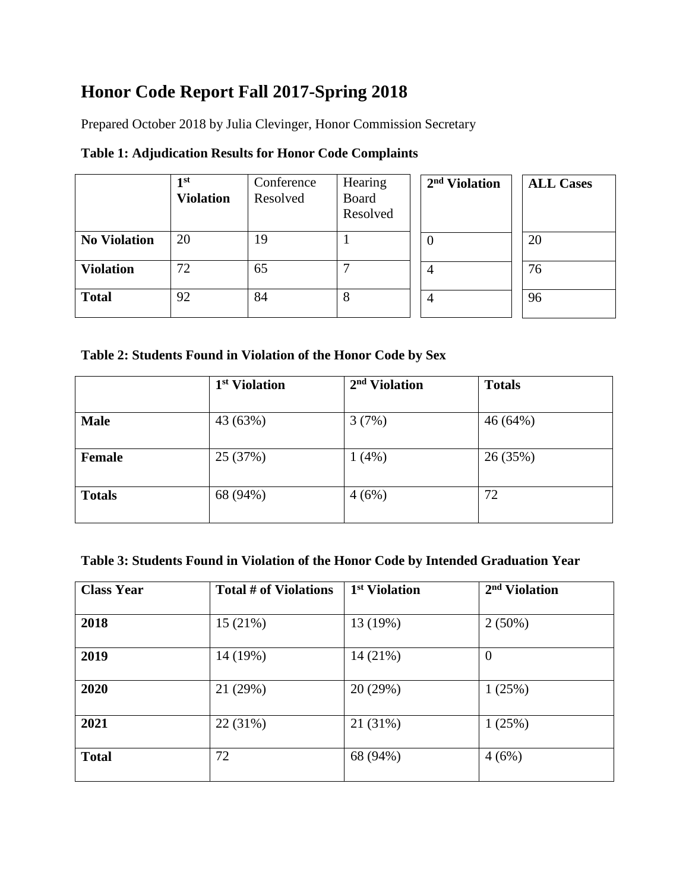# Honor Code Report Fall 2017-Spring 2018

Prepared October 2018 by Julia Clevinger, Honor Commission Secretary

### Table 1: Adjudication Results for Honor Code Complaints

| | 1st Violation | Conference Resolved | Hearing Board Resolved | 2nd Violation | ALL Cases |
|---|---|---|---|---|---|
| **No Violation** | 20 | 19 | 1 | 0 | 20 |
| **Violation** | 72 | 65 | 7 | 4 | 76 |
| **Total** | 92 | 84 | 8 | 4 | 96 |

### Table 2: Students Found in Violation of the Honor Code by Sex

| | 1st Violation | 2nd Violation | Totals |
|---|---|---|---|
| **Male** | 43 (63%) | 3 (7%) | 46 (64%) |
| **Female** | 25 (37%) | 1 (4%) | 26 (35%) |
| **Totals** | 68 (94%) | 4 (6%) | 72 |

### Table 3: Students Found in Violation of the Honor Code by Intended Graduation Year

| Class Year | Total # of Violations | 1st Violation | 2nd Violation |
|---|---|---|---|
| **2018** | 15 (21%) | 13 (19%) | 2 (50%) |
| **2019** | 14 (19%) | 14 (21%) | 0 |
| **2020** | 21 (29%) | 20 (29%) | 1 (25%) |
| **2021** | 22 (31%) | 21 (31%) | 1 (25%) |
| **Total** | 72 | 68 (94%) | 4 (6%) |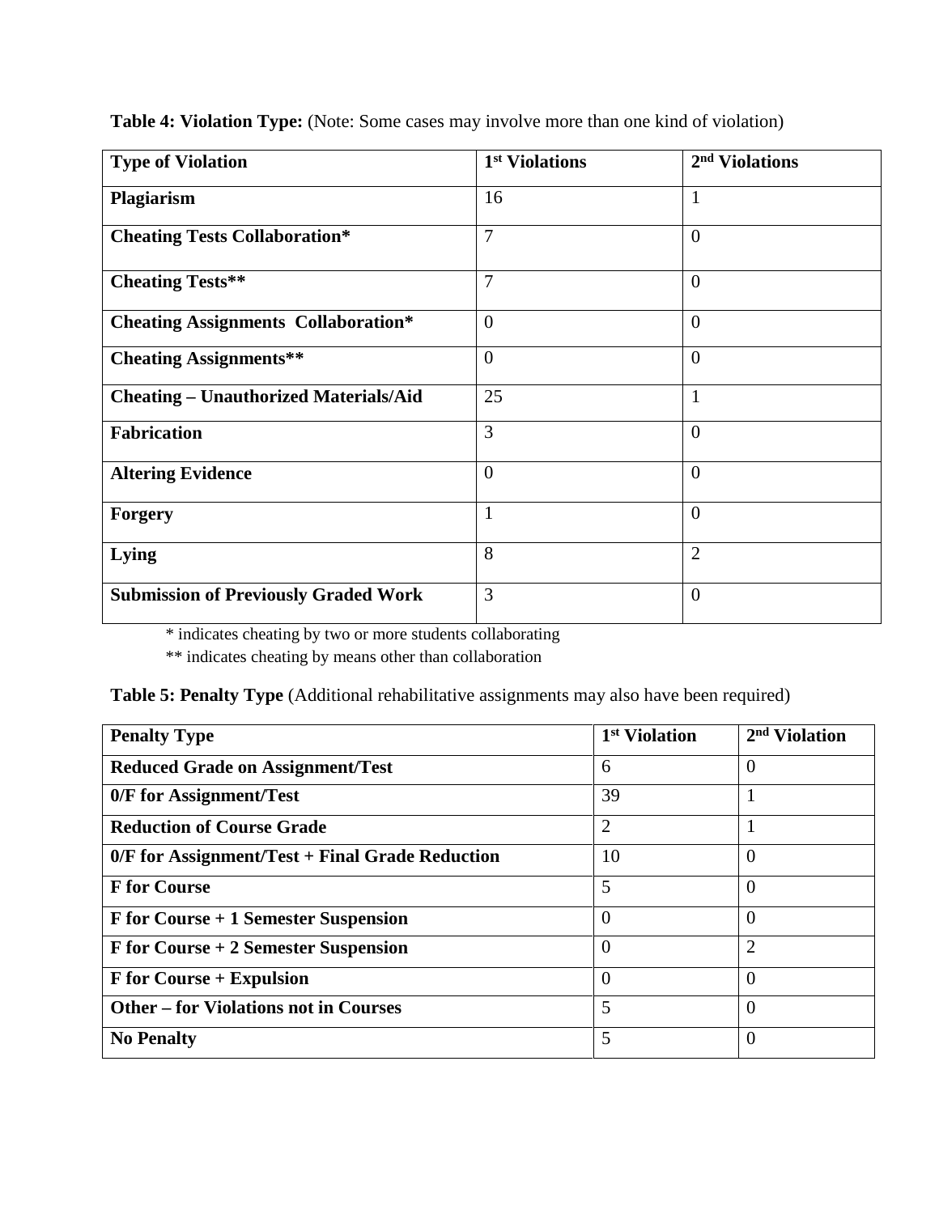**Table 4: Violation Type:** (Note: Some cases may involve more than one kind of violation)

| Type of Violation | 1st Violations | 2nd Violations |
|---|---|---|
| **Plagiarism** | 16 | 1 |
| **Cheating Tests Collaboration*** | 7 | 0 |
| **Cheating Tests**** | 7 | 0 |
| **Cheating Assignments Collaboration*** | 0 | 0 |
| **Cheating Assignments**** | 0 | 0 |
| **Cheating – Unauthorized Materials/Aid** | 25 | 1 |
| **Fabrication** | 3 | 0 |
| **Altering Evidence** | 0 | 0 |
| **Forgery** | 1 | 0 |
| **Lying** | 8 | 2 |
| **Submission of Previously Graded Work** | 3 | 0 |

\* indicates cheating by two or more students collaborating

\** indicates cheating by means other than collaboration

**Table 5: Penalty Type** (Additional rehabilitative assignments may also have been required)

| Penalty Type | 1st Violation | 2nd Violation |
|---|---|---|
| **Reduced Grade on Assignment/Test** | 6 | 0 |
| **0/F for Assignment/Test** | 39 | 1 |
| **Reduction of Course Grade** | 2 | 1 |
| **0/F for Assignment/Test + Final Grade Reduction** | 10 | 0 |
| **F for Course** | 5 | 0 |
| **F for Course + 1 Semester Suspension** | 0 | 0 |
| **F for Course + 2 Semester Suspension** | 0 | 2 |
| **F for Course + Expulsion** | 0 | 0 |
| **Other – for Violations not in Courses** | 5 | 0 |
| **No Penalty** | 5 | 0 |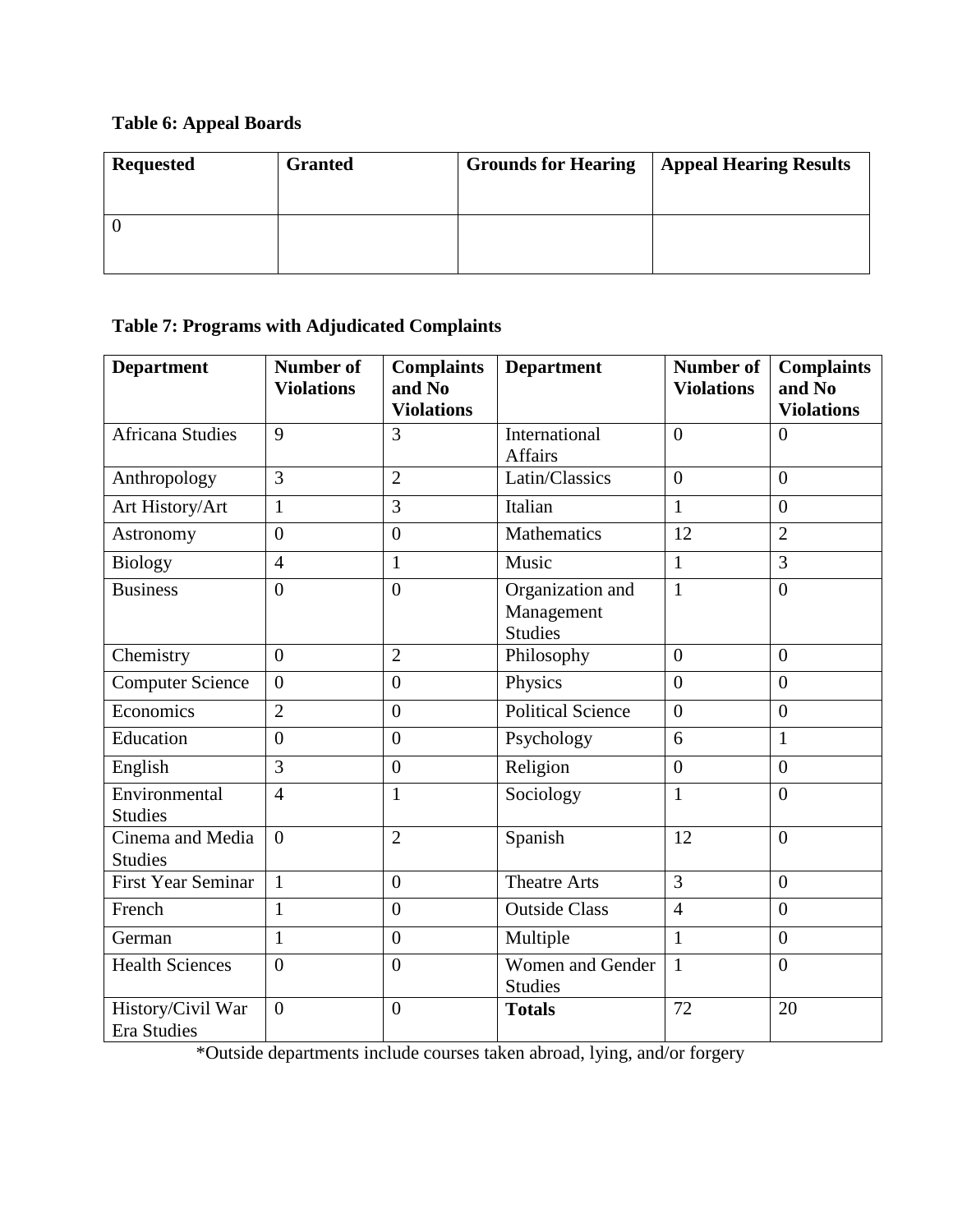**Table 6: Appeal Boards**

| Requested | Granted | Grounds for Hearing | Appeal Hearing Results |
|---|---|---|---|
| 0 | | | |

**Table 7: Programs with Adjudicated Complaints**

| Department | Number of Violations | Complaints and No Violations | Department | Number of Violations | Complaints and No Violations |
|---|---|---|---|---|---|
| Africana Studies | 9 | 3 | International Affairs | 0 | 0 |
| Anthropology | 3 | 2 | Latin/Classics | 0 | 0 |
| Art History/Art | 1 | 3 | Italian | 1 | 0 |
| Astronomy | 0 | 0 | Mathematics | 12 | 2 |
| Biology | 4 | 1 | Music | 1 | 3 |
| Business | 0 | 0 | Organization and Management Studies | 1 | 0 |
| Chemistry | 0 | 2 | Philosophy | 0 | 0 |
| Computer Science | 0 | 0 | Physics | 0 | 0 |
| Economics | 2 | 0 | Political Science | 0 | 0 |
| Education | 0 | 0 | Psychology | 6 | 1 |
| English | 3 | 0 | Religion | 0 | 0 |
| Environmental Studies | 4 | 1 | Sociology | 1 | 0 |
| Cinema and Media Studies | 0 | 2 | Spanish | 12 | 0 |
| First Year Seminar | 1 | 0 | Theatre Arts | 3 | 0 |
| French | 1 | 0 | Outside Class | 4 | 0 |
| German | 1 | 0 | Multiple | 1 | 0 |
| Health Sciences | 0 | 0 | Women and Gender Studies | 1 | 0 |
| History/Civil War Era Studies | 0 | 0 | **Totals** | 72 | 20 |

*Outside departments include courses taken abroad, lying, and/or forgery